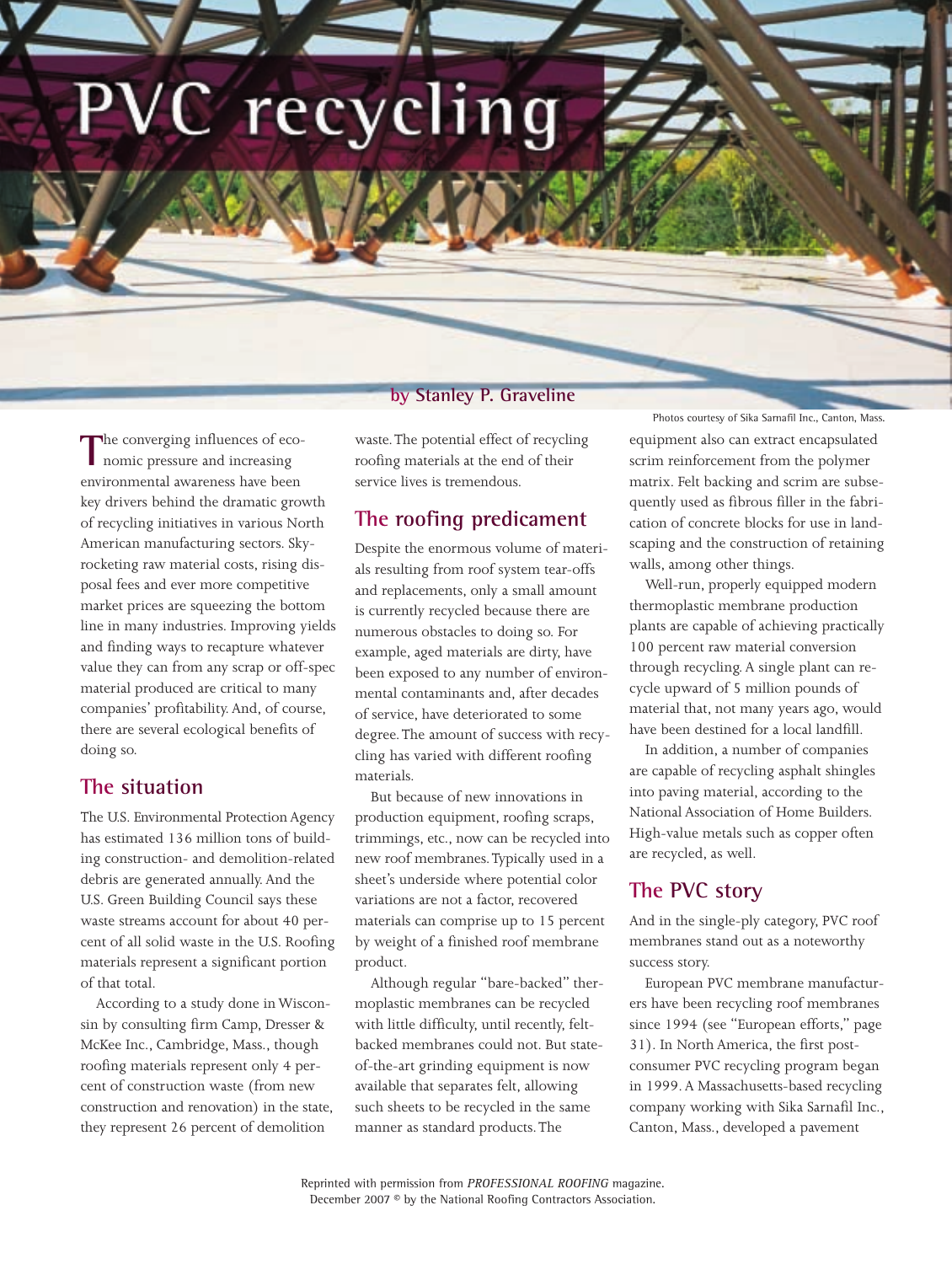# PVC recycling

by Stanley P. Graveline

Photos courtesy of Sika Sarnafil Inc., Canton, Mass.

The converging influences of economic pressure and increasing environmental awareness have been key drivers behind the dramatic growth of recycling initiatives in various North American manufacturing sectors. Skyrocketing raw material costs, rising disposal fees and ever more competitive market prices are squeezing the bottom line in many industries. Improving yields and finding ways to recapture whatever value they can from any scrap or off-spec material produced are critical to many companies' profitability. And, of course, there are several ecological benefits of doing so.

## The situation

The U.S. Environmental Protection Agency has estimated 136 million tons of building construction- and demolition-related debris are generated annually. And the U.S. Green Building Council says these waste streams account for about 40 percent of all solid waste in the U.S. Roofing materials represent a significant portion of that total.

According to a study done in Wisconsin by consulting firm Camp, Dresser & McKee Inc., Cambridge, Mass., though roofing materials represent only 4 percent of construction waste (from new construction and renovation) in the state, they represent 26 percent of demolition waste. The potential effect of recycling roofing materials at the end of their service lives is tremendous.

## The roofing predicament

Despite the enormous volume of materials resulting from roof system tear-offs and replacements, only a small amount is currently recycled because there are numerous obstacles to doing so. For example, aged materials are dirty, have been exposed to any number of environmental contaminants and, after decades of service, have deteriorated to some degree. The amount of success with recycling has varied with different roofing materials.

But because of new innovations in production equipment, roofing scraps, trimmings, etc., now can be recycled into new roof membranes. Typically used in a sheet's underside where potential color variations are not a factor, recovered materials can comprise up to 15 percent by weight of a finished roof membrane product.

Although regular "bare-backed" thermoplastic membranes can be recycled with little difficulty, until recently, felt-backed membranes could not. But state-of-the-art grinding equipment is now available that separates felt, allowing such sheets to be recycled in the same manner as standard products. The equipment also can extract encapsulated scrim reinforcement from the polymer matrix. Felt backing and scrim are subsequently used as fibrous filler in the fabrication of concrete blocks for use in landscaping and the construction of retaining walls, among other things.

Well-run, properly equipped modern thermoplastic membrane production plants are capable of achieving practically 100 percent raw material conversion through recycling. A single plant can recycle upward of 5 million pounds of material that, not many years ago, would have been destined for a local landfill.

In addition, a number of companies are capable of recycling asphalt shingles into paving material, according to the National Association of Home Builders. High-value metals such as copper often are recycled, as well.

## The PVC story

And in the single-ply category, PVC roof membranes stand out as a noteworthy success story.

European PVC membrane manufacturers have been recycling roof membranes since 1994 (see "European efforts," page 31). In North America, the first post-consumer PVC recycling program began in 1999. A Massachusetts-based recycling company working with Sika Sarnafil Inc., Canton, Mass., developed a pavement

Reprinted with permission from *PROFESSIONAL ROOFING* magazine.
December 2007 © by the National Roofing Contractors Association.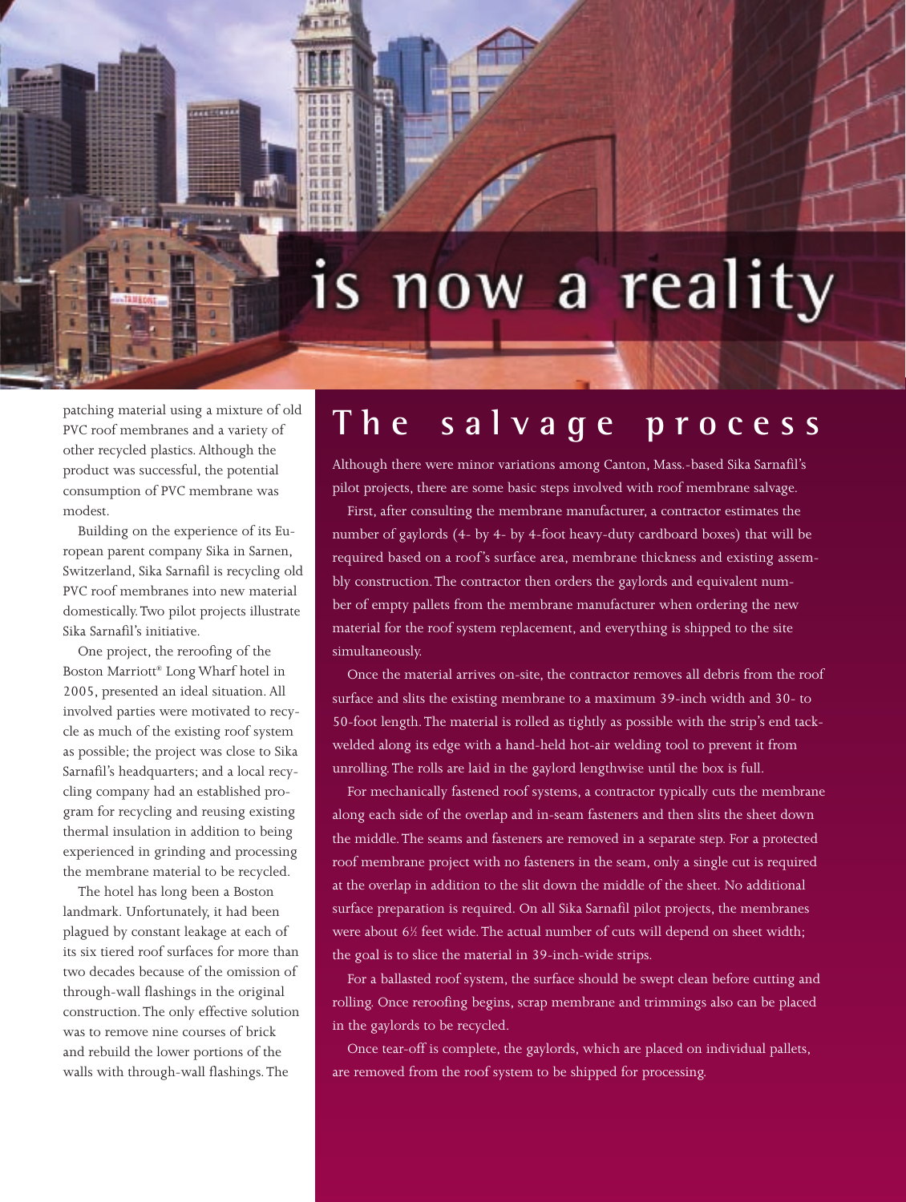# is now a reality

patching material using a mixture of old PVC roof membranes and a variety of other recycled plastics. Although the product was successful, the potential consumption of PVC membrane was modest.

Building on the experience of its European parent company Sika in Sarnen, Switzerland, Sika Sarnafil is recycling old PVC roof membranes into new material domestically. Two pilot projects illustrate Sika Sarnafil's initiative.

One project, the reroofing of the Boston Marriott® Long Wharf hotel in 2005, presented an ideal situation. All involved parties were motivated to recycle as much of the existing roof system as possible; the project was close to Sika Sarnafil's headquarters; and a local recycling company had an established program for recycling and reusing existing thermal insulation in addition to being experienced in grinding and processing the membrane material to be recycled.

The hotel has long been a Boston landmark. Unfortunately, it had been plagued by constant leakage at each of its six tiered roof surfaces for more than two decades because of the omission of through-wall flashings in the original construction. The only effective solution was to remove nine courses of brick and rebuild the lower portions of the walls with through-wall flashings. The

## The salvage process

Although there were minor variations among Canton, Mass.-based Sika Sarnafil's pilot projects, there are some basic steps involved with roof membrane salvage.

First, after consulting the membrane manufacturer, a contractor estimates the number of gaylords (4- by 4- by 4-foot heavy-duty cardboard boxes) that will be required based on a roof's surface area, membrane thickness and existing assembly construction. The contractor then orders the gaylords and equivalent number of empty pallets from the membrane manufacturer when ordering the new material for the roof system replacement, and everything is shipped to the site simultaneously.

Once the material arrives on-site, the contractor removes all debris from the roof surface and slits the existing membrane to a maximum 39-inch width and 30- to 50-foot length. The material is rolled as tightly as possible with the strip's end tack-welded along its edge with a hand-held hot-air welding tool to prevent it from unrolling. The rolls are laid in the gaylord lengthwise until the box is full.

For mechanically fastened roof systems, a contractor typically cuts the membrane along each side of the overlap and in-seam fasteners and then slits the sheet down the middle. The seams and fasteners are removed in a separate step. For a protected roof membrane project with no fasteners in the seam, only a single cut is required at the overlap in addition to the slit down the middle of the sheet. No additional surface preparation is required. On all Sika Sarnafil pilot projects, the membranes were about 6½ feet wide. The actual number of cuts will depend on sheet width; the goal is to slice the material in 39-inch-wide strips.

For a ballasted roof system, the surface should be swept clean before cutting and rolling. Once reroofing begins, scrap membrane and trimmings also can be placed in the gaylords to be recycled.

Once tear-off is complete, the gaylords, which are placed on individual pallets, are removed from the roof system to be shipped for processing.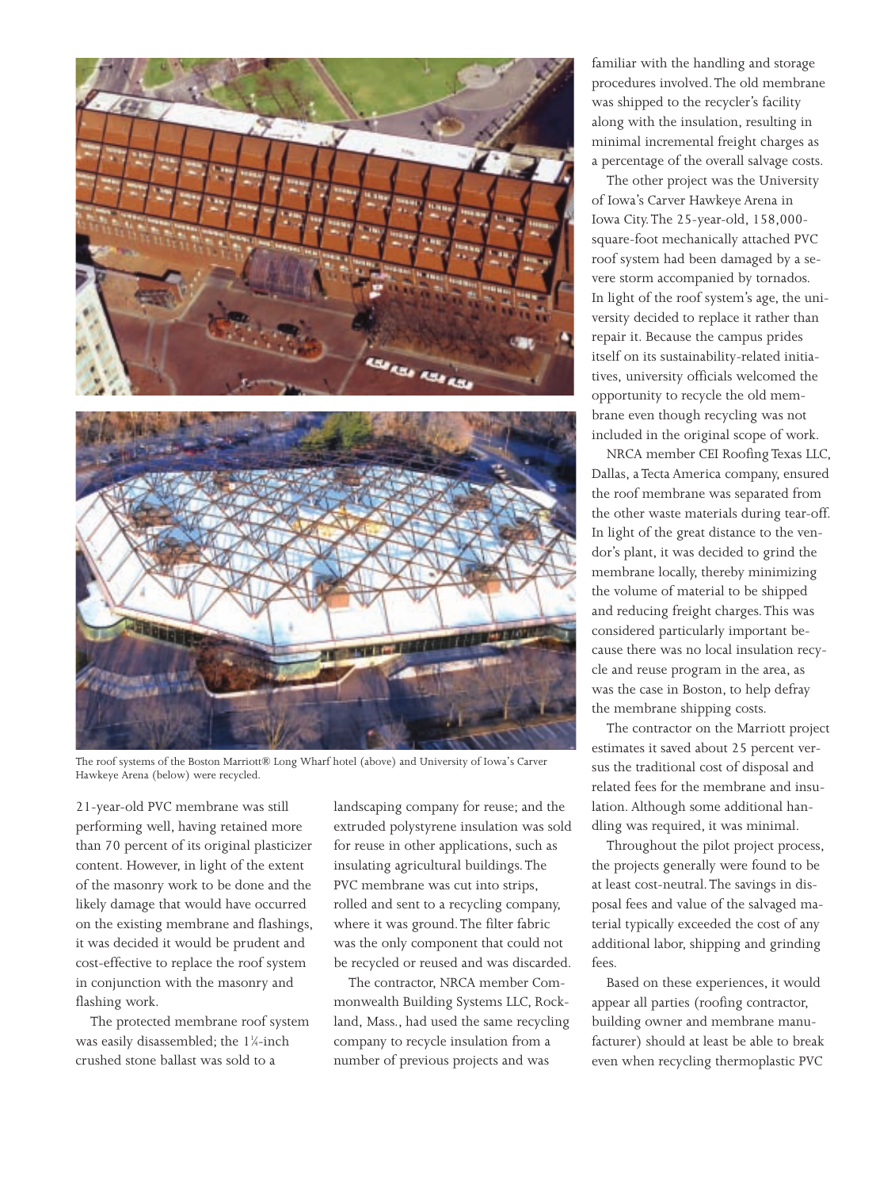The roof systems of the Boston Marriott® Long Wharf hotel (above) and University of Iowa's Carver Hawkeye Arena (below) were recycled.

21-year-old PVC membrane was still performing well, having retained more than 70 percent of its original plasticizer content. However, in light of the extent of the masonry work to be done and the likely damage that would have occurred on the existing membrane and flashings, it was decided it would be prudent and cost-effective to replace the roof system in conjunction with the masonry and flashing work.

The protected membrane roof system was easily disassembled; the 1¼-inch crushed stone ballast was sold to a landscaping company for reuse; and the extruded polystyrene insulation was sold for reuse in other applications, such as insulating agricultural buildings. The PVC membrane was cut into strips, rolled and sent to a recycling company, where it was ground. The filter fabric was the only component that could not be recycled or reused and was discarded.

The contractor, NRCA member Commonwealth Building Systems LLC, Rockland, Mass., had used the same recycling company to recycle insulation from a number of previous projects and was familiar with the handling and storage procedures involved. The old membrane was shipped to the recycler's facility along with the insulation, resulting in minimal incremental freight charges as a percentage of the overall salvage costs.

The other project was the University of Iowa's Carver Hawkeye Arena in Iowa City. The 25-year-old, 158,000-square-foot mechanically attached PVC roof system had been damaged by a severe storm accompanied by tornados. In light of the roof system's age, the university decided to replace it rather than repair it. Because the campus prides itself on its sustainability-related initiatives, university officials welcomed the opportunity to recycle the old membrane even though recycling was not included in the original scope of work.

NRCA member CEI Roofing Texas LLC, Dallas, a Tecta America company, ensured the roof membrane was separated from the other waste materials during tear-off. In light of the great distance to the vendor's plant, it was decided to grind the membrane locally, thereby minimizing the volume of material to be shipped and reducing freight charges. This was considered particularly important because there was no local insulation recycle and reuse program in the area, as was the case in Boston, to help defray the membrane shipping costs.

The contractor on the Marriott project estimates it saved about 25 percent versus the traditional cost of disposal and related fees for the membrane and insulation. Although some additional handling was required, it was minimal.

Throughout the pilot project process, the projects generally were found to be at least cost-neutral. The savings in disposal fees and value of the salvaged material typically exceeded the cost of any additional labor, shipping and grinding fees.

Based on these experiences, it would appear all parties (roofing contractor, building owner and membrane manufacturer) should at least be able to break even when recycling thermoplastic PVC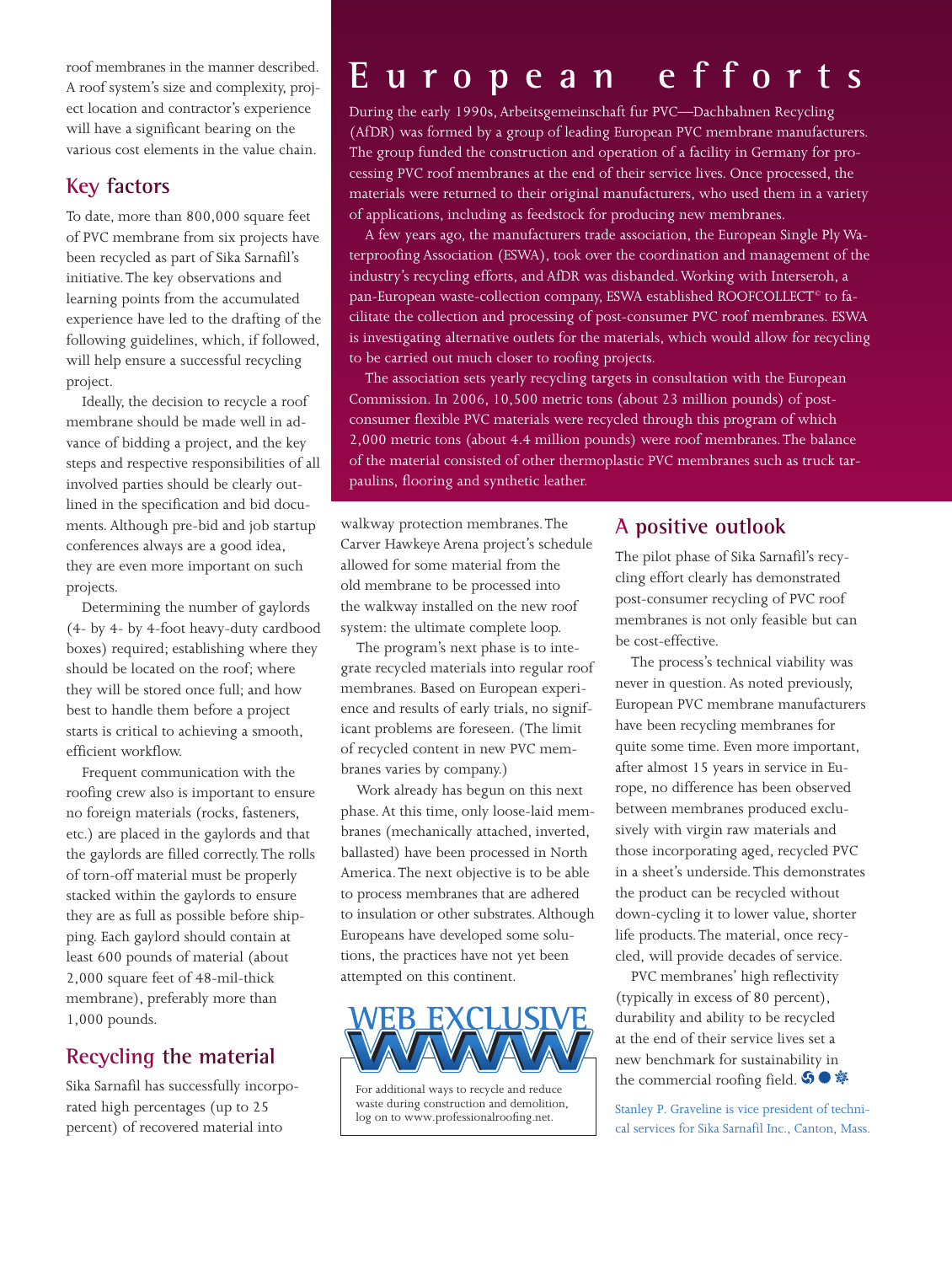roof membranes in the manner described. A roof system's size and complexity, project location and contractor's experience will have a significant bearing on the various cost elements in the value chain.

## Key factors

To date, more than 800,000 square feet of PVC membrane from six projects have been recycled as part of Sika Sarnafil's initiative. The key observations and learning points from the accumulated experience have led to the drafting of the following guidelines, which, if followed, will help ensure a successful recycling project.

Ideally, the decision to recycle a roof membrane should be made well in advance of bidding a project, and the key steps and respective responsibilities of all involved parties should be clearly outlined in the specification and bid documents. Although pre-bid and job startup conferences always are a good idea, they are even more important on such projects.

Determining the number of gaylords (4- by 4- by 4-foot heavy-duty cardbood boxes) required; establishing where they should be located on the roof; where they will be stored once full; and how best to handle them before a project starts is critical to achieving a smooth, efficient workflow.

Frequent communication with the roofing crew also is important to ensure no foreign materials (rocks, fasteners, etc.) are placed in the gaylords and that the gaylords are filled correctly. The rolls of torn-off material must be properly stacked within the gaylords to ensure they are as full as possible before shipping. Each gaylord should contain at least 600 pounds of material (about 2,000 square feet of 48-mil-thick membrane), preferably more than 1,000 pounds.

## Recycling the material

Sika Sarnafil has successfully incorporated high percentages (up to 25 percent) of recovered material into walkway protection membranes. The Carver Hawkeye Arena project's schedule allowed for some material from the old membrane to be processed into the walkway installed on the new roof system: the ultimate complete loop.

The program's next phase is to integrate recycled materials into regular roof membranes. Based on European experience and results of early trials, no significant problems are foreseen. (The limit of recycled content in new PVC membranes varies by company.)

Work already has begun on this next phase. At this time, only loose-laid membranes (mechanically attached, inverted, ballasted) have been processed in North America. The next objective is to be able to process membranes that are adhered to insulation or other substrates. Although Europeans have developed some solutions, the practices have not yet been attempted on this continent.

## European efforts

During the early 1990s, Arbeitsgemeinschaft fur PVC—Dachbahnen Recycling (AfDR) was formed by a group of leading European PVC membrane manufacturers. The group funded the construction and operation of a facility in Germany for processing PVC roof membranes at the end of their service lives. Once processed, the materials were returned to their original manufacturers, who used them in a variety of applications, including as feedstock for producing new membranes.

A few years ago, the manufacturers trade association, the European Single Ply Waterproofing Association (ESWA), took over the coordination and management of the industry's recycling efforts, and AfDR was disbanded. Working with Interseroh, a pan-European waste-collection company, ESWA established ROOFCOLLECT© to facilitate the collection and processing of post-consumer PVC roof membranes. ESWA is investigating alternative outlets for the materials, which would allow for recycling to be carried out much closer to roofing projects.

The association sets yearly recycling targets in consultation with the European Commission. In 2006, 10,500 metric tons (about 23 million pounds) of post-consumer flexible PVC materials were recycled through this program of which 2,000 metric tons (about 4.4 million pounds) were roof membranes. The balance of the material consisted of other thermoplastic PVC membranes such as truck tarpaulins, flooring and synthetic leather.

WEB EXCLUSIVE

For additional ways to recycle and reduce waste during construction and demolition, log on to www.professionalroofing.net.

## A positive outlook

The pilot phase of Sika Sarnafil's recycling effort clearly has demonstrated post-consumer recycling of PVC roof membranes is not only feasible but can be cost-effective.

The process's technical viability was never in question. As noted previously, European PVC membrane manufacturers have been recycling membranes for quite some time. Even more important, after almost 15 years in service in Europe, no difference has been observed between membranes produced exclusively with virgin raw materials and those incorporating aged, recycled PVC in a sheet's underside. This demonstrates the product can be recycled without down-cycling it to lower value, shorter life products. The material, once recycled, will provide decades of service.

PVC membranes' high reflectivity (typically in excess of 80 percent), durability and ability to be recycled at the end of their service lives set a new benchmark for sustainability in the commercial roofing field.

Stanley P. Graveline is vice president of technical services for Sika Sarnafil Inc., Canton, Mass.